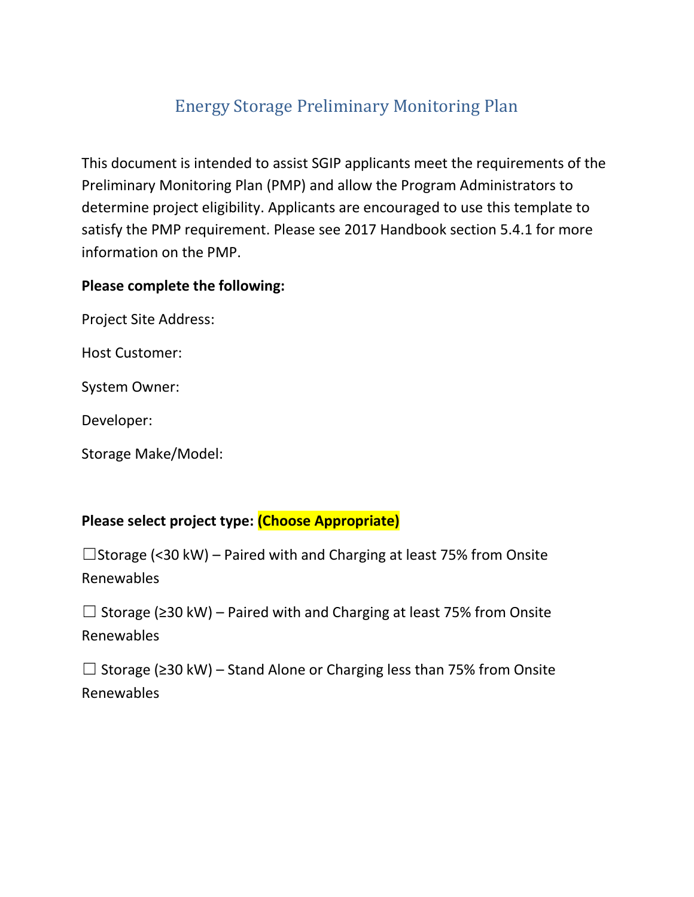# Energy Storage Preliminary Monitoring Plan

This document is intended to assist SGIP applicants meet the requirements of the Preliminary Monitoring Plan (PMP) and allow the Program Administrators to determine project eligibility. Applicants are encouraged to use this template to satisfy the PMP requirement. Please see 2017 Handbook section 5.4.1 for more information on the PMP.

**Please complete the following:**

Project Site Address:

Host Customer:

System Owner:

Developer:

Storage Make/Model:

**Please select project type: (Choose Appropriate)**

☐Storage (<30 kW) – Paired with and Charging at least 75% from Onsite Renewables

☐ Storage (≥30 kW) – Paired with and Charging at least 75% from Onsite Renewables

☐ Storage (≥30 kW) – Stand Alone or Charging less than 75% from Onsite Renewables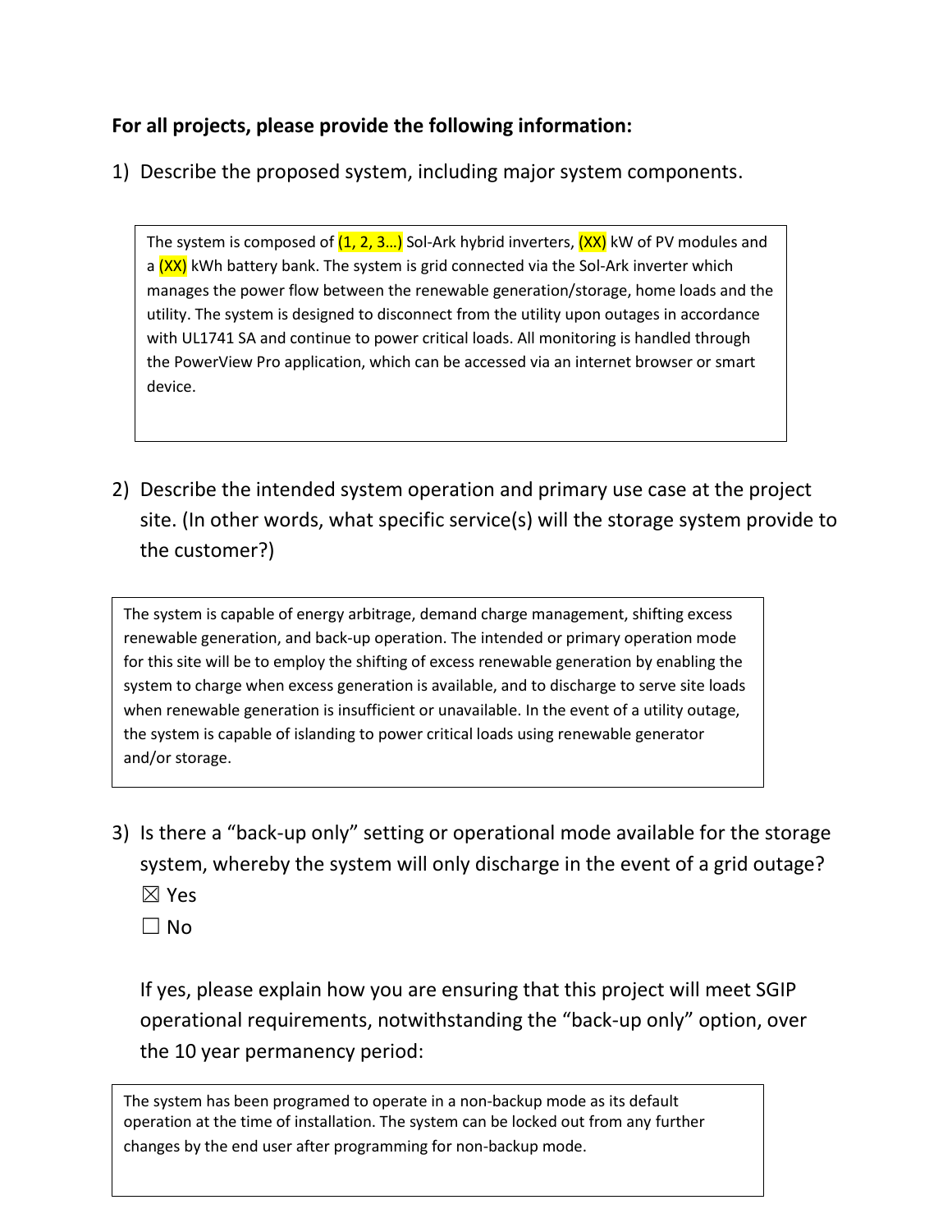**For all projects, please provide the following information:**

1) Describe the proposed system, including major system components.

> The system is composed of (1, 2, 3…) Sol-Ark hybrid inverters, (XX) kW of PV modules and a (XX) kWh battery bank. The system is grid connected via the Sol-Ark inverter which manages the power flow between the renewable generation/storage, home loads and the utility. The system is designed to disconnect from the utility upon outages in accordance with UL1741 SA and continue to power critical loads. All monitoring is handled through the PowerView Pro application, which can be accessed via an internet browser or smart device.

2) Describe the intended system operation and primary use case at the project site. (In other words, what specific service(s) will the storage system provide to the customer?)

> The system is capable of energy arbitrage, demand charge management, shifting excess renewable generation, and back-up operation. The intended or primary operation mode for this site will be to employ the shifting of excess renewable generation by enabling the system to charge when excess generation is available, and to discharge to serve site loads when renewable generation is insufficient or unavailable. In the event of a utility outage, the system is capable of islanding to power critical loads using renewable generator and/or storage.

3) Is there a "back-up only" setting or operational mode available for the storage system, whereby the system will only discharge in the event of a grid outage?

☒ Yes

☐ No

If yes, please explain how you are ensuring that this project will meet SGIP operational requirements, notwithstanding the "back-up only" option, over the 10 year permanency period:

> The system has been programed to operate in a non-backup mode as its default operation at the time of installation. The system can be locked out from any further changes by the end user after programming for non-backup mode.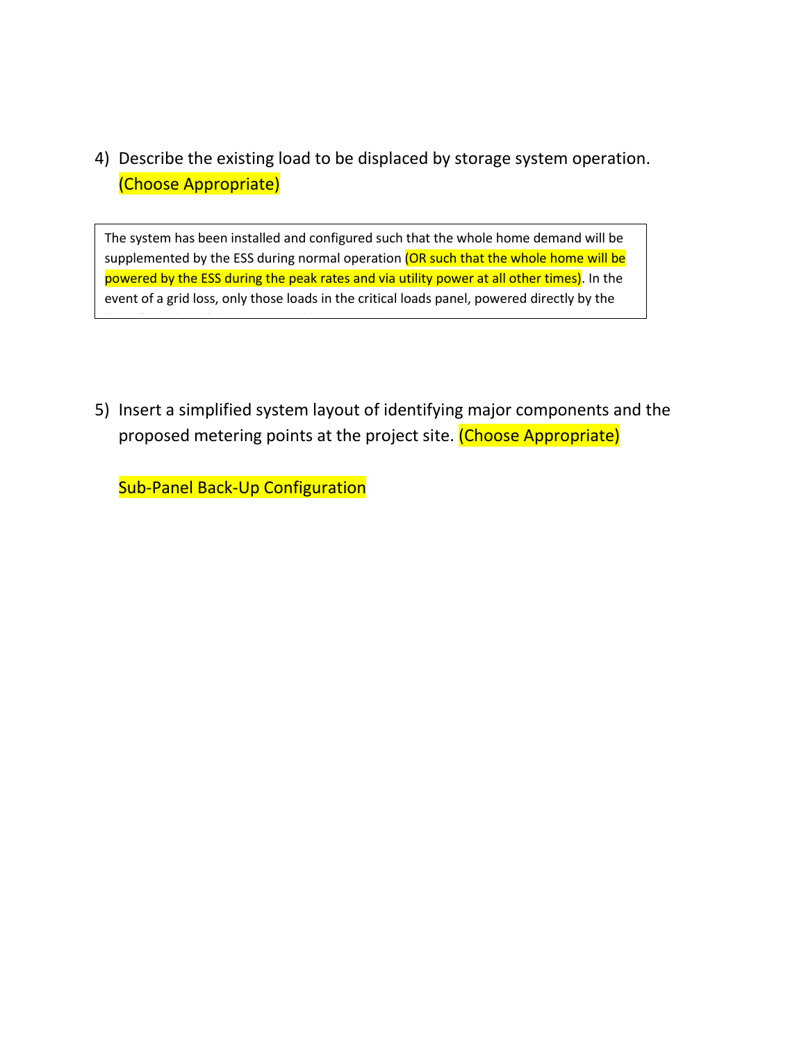4) Describe the existing load to be displaced by storage system operation. (Choose Appropriate)

> The system has been installed and configured such that the whole home demand will be supplemented by the ESS during normal operation (OR such that the whole home will be powered by the ESS during the peak rates and via utility power at all other times). In the event of a grid loss, only those loads in the critical loads panel, powered directly by the

5) Insert a simplified system layout of identifying major components and the proposed metering points at the project site. (Choose Appropriate)

   Sub-Panel Back-Up Configuration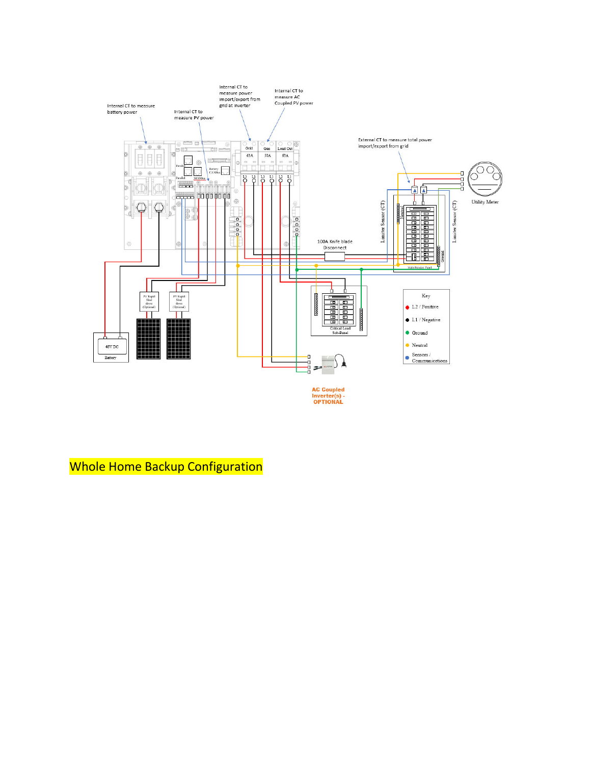Internal CT to measure battery power

Internal CT to measure PV power

Internal CT to measure power import/export from grid at inverter

Internal CT to measure AC Coupled PV power

External CT to measure total power import/export from grid

Grid 63A

Gen 50A

Load Out 63A

L2 L1 L2 L1 L2 L1

Utility Meter

Limiter Sensor (CT)

Neutral

Ground

Main Breaker Panel

100A Knife blade Disconnect

PV Rapid Shut down (Optional)

PV Rapid Shut down (Optional)

48V DC

Battery

Critical Load Sub-Panel

Key

- L2 / Positive
- L1 / Negative
- Ground
- Neutral
- Sensors / Communications

AC Coupled Inverter(s) - OPTIONAL

Whole Home Backup Configuration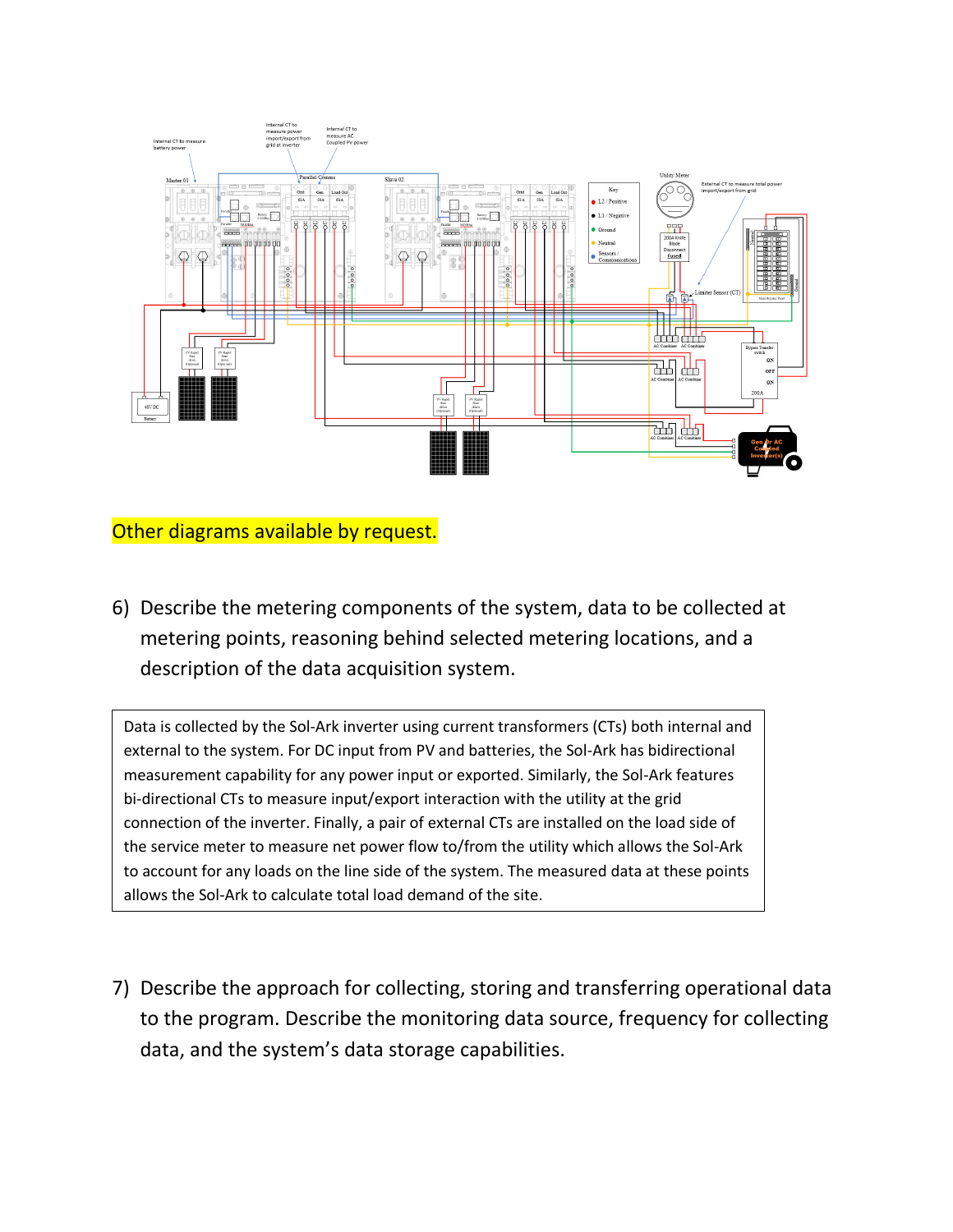Other diagrams available by request.

6) Describe the metering components of the system, data to be collected at metering points, reasoning behind selected metering locations, and a description of the data acquisition system.

Data is collected by the Sol-Ark inverter using current transformers (CTs) both internal and external to the system. For DC input from PV and batteries, the Sol-Ark has bidirectional measurement capability for any power input or exported. Similarly, the Sol-Ark features bi-directional CTs to measure input/export interaction with the utility at the grid connection of the inverter. Finally, a pair of external CTs are installed on the load side of the service meter to measure net power flow to/from the utility which allows the Sol-Ark to account for any loads on the line side of the system. The measured data at these points allows the Sol-Ark to calculate total load demand of the site.

7) Describe the approach for collecting, storing and transferring operational data to the program. Describe the monitoring data source, frequency for collecting data, and the system's data storage capabilities.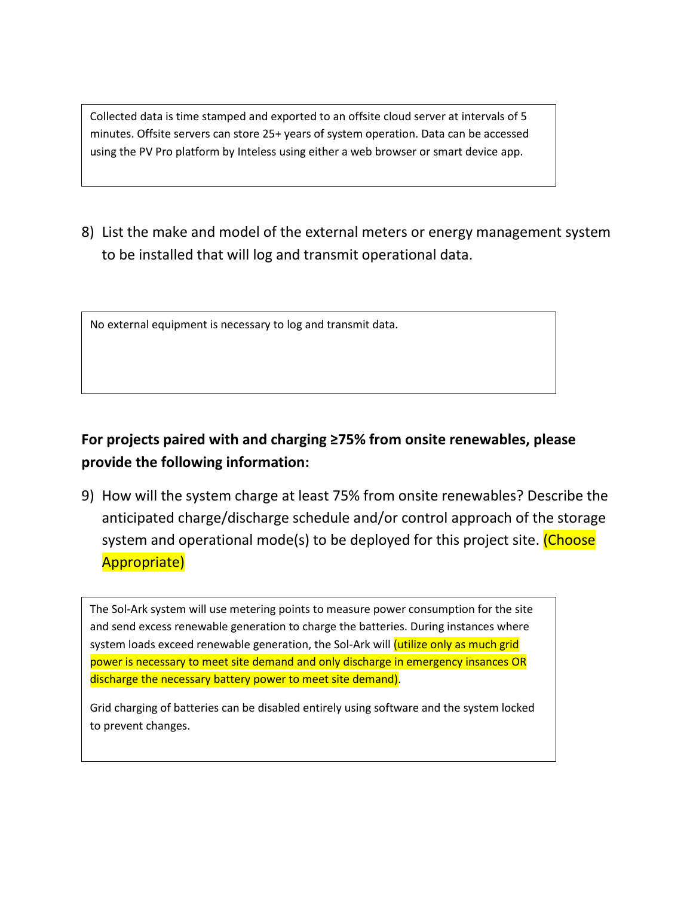Collected data is time stamped and exported to an offsite cloud server at intervals of 5 minutes. Offsite servers can store 25+ years of system operation. Data can be accessed using the PV Pro platform by Inteless using either a web browser or smart device app.

8) List the make and model of the external meters or energy management system to be installed that will log and transmit operational data.

No external equipment is necessary to log and transmit data.

**For projects paired with and charging ≥75% from onsite renewables, please provide the following information:**

9) How will the system charge at least 75% from onsite renewables? Describe the anticipated charge/discharge schedule and/or control approach of the storage system and operational mode(s) to be deployed for this project site. (Choose Appropriate)

The Sol-Ark system will use metering points to measure power consumption for the site and send excess renewable generation to charge the batteries. During instances where system loads exceed renewable generation, the Sol-Ark will (utilize only as much grid power is necessary to meet site demand and only discharge in emergency insances OR discharge the necessary battery power to meet site demand).

Grid charging of batteries can be disabled entirely using software and the system locked to prevent changes.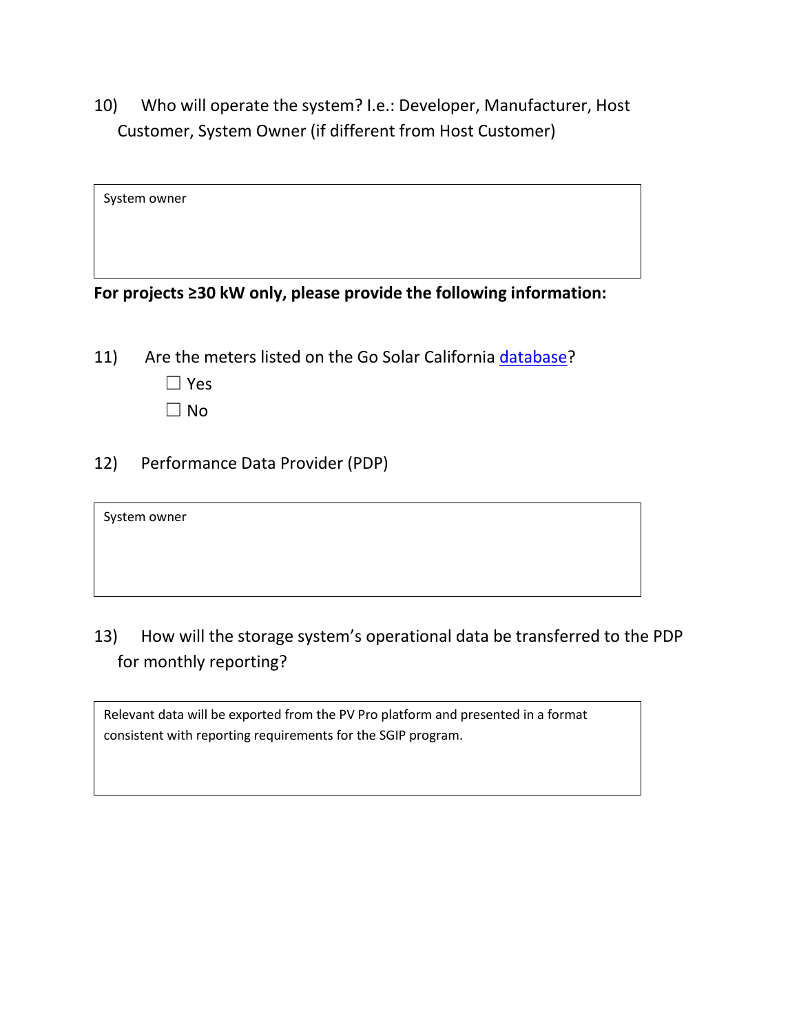10) Who will operate the system? I.e.: Developer, Manufacturer, Host Customer, System Owner (if different from Host Customer)

System owner

**For projects ≥30 kW only, please provide the following information:**

11) Are the meters listed on the Go Solar California [database](database)?

☐ Yes

☐ No

12) Performance Data Provider (PDP)

System owner

13) How will the storage system's operational data be transferred to the PDP for monthly reporting?

Relevant data will be exported from the PV Pro platform and presented in a format consistent with reporting requirements for the SGIP program.